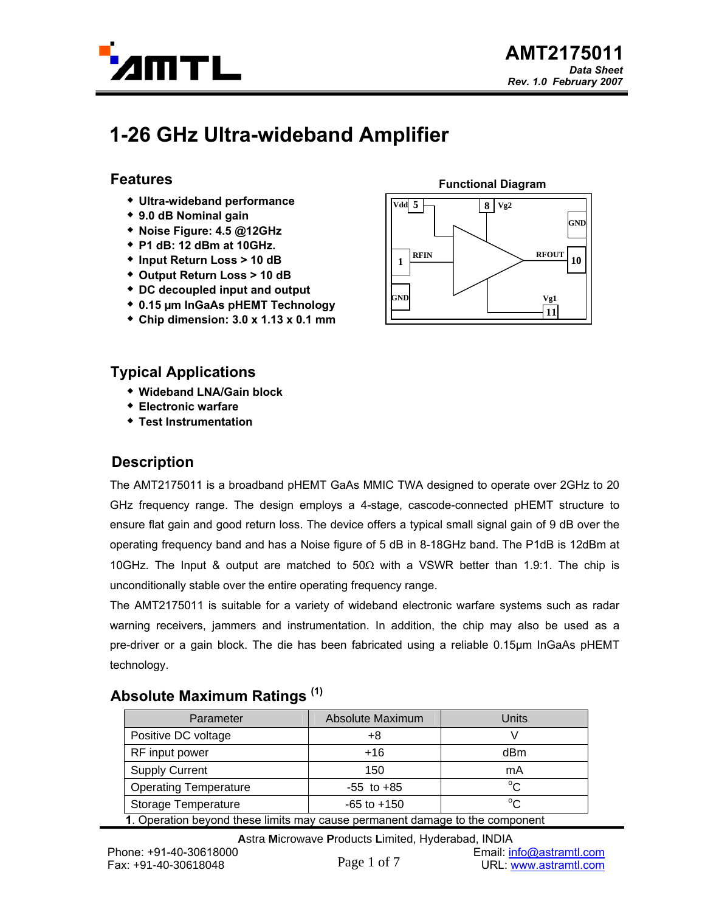# 1-26 GHz Ultra-wideband Amplifier

## Features

- Ultra-wideband performance
- 9.0 dB Nominal gain
- Noise Figure: 4.5 @12GHz
- P1 dB: 12 dBm at 10GHz.
- Input Return Loss > 10 dB
- Output Return Loss > 10 dB
- DC decoupled input and output
- 0.15 µm InGaAs pHEMT Technology
- Chip dimension: 3.0 x 1.13 x 0.1 mm

**Functional Diagram**

Vdd 5
8 Vg2
GND
1 RFIN
RFOUT 10
GND
Vg1
11

## Typical Applications

- Wideband LNA/Gain block
- Electronic warfare
- Test Instrumentation

## Description

The AMT2175011 is a broadband pHEMT GaAs MMIC TWA designed to operate over 2GHz to 20 GHz frequency range. The design employs a 4-stage, cascode-connected pHEMT structure to ensure flat gain and good return loss. The device offers a typical small signal gain of 9 dB over the operating frequency band and has a Noise figure of 5 dB in 8-18GHz band. The P1dB is 12dBm at 10GHz. The Input & output are matched to 50Ω with a VSWR better than 1.9:1. The chip is unconditionally stable over the entire operating frequency range.

The AMT2175011 is suitable for a variety of wideband electronic warfare systems such as radar warning receivers, jammers and instrumentation. In addition, the chip may also be used as a pre-driver or a gain block. The die has been fabricated using a reliable 0.15µm InGaAs pHEMT technology.

## Absolute Maximum Ratings (1)

| Parameter | Absolute Maximum | Units |
|---|---|---|
| Positive DC voltage | +8 | V |
| RF input power | +16 | dBm |
| Supply Current | 150 | mA |
| Operating Temperature | -55 to +85 | °C |
| Storage Temperature | -65 to +150 | °C |

**1**. Operation beyond these limits may cause permanent damage to the component

**A**stra **M**icrowave **P**roducts **L**imited, Hyderabad, INDIA

Phone: +91-40-30618000
Fax: +91-40-30618048

Email: info@astramtl.com
URL: www.astramtl.com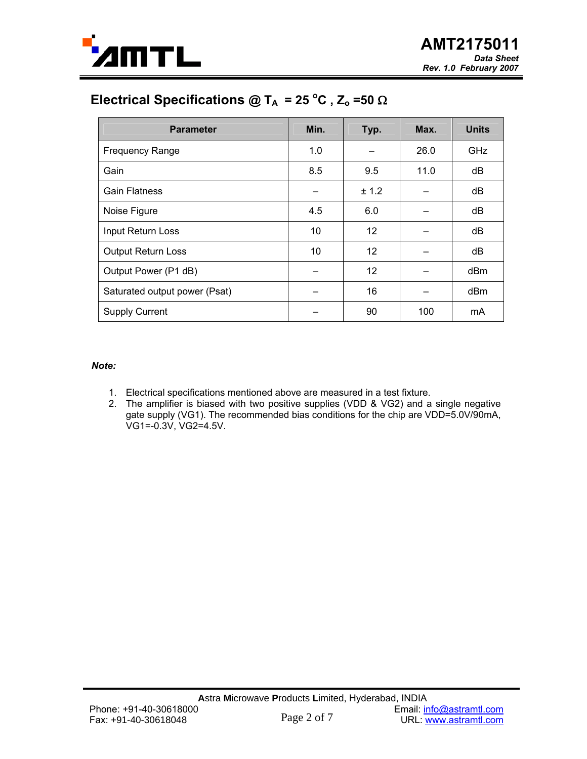## Electrical Specifications @ $T_A$ = 25 °C , $Z_o$ =50 Ω

| Parameter | Min. | Typ. | Max. | Units |
|---|---|---|---|---|
| Frequency Range | 1.0 | – | 26.0 | GHz |
| Gain | 8.5 | 9.5 | 11.0 | dB |
| Gain Flatness | – | ± 1.2 | – | dB |
| Noise Figure | 4.5 | 6.0 | – | dB |
| Input Return Loss | 10 | 12 | – | dB |
| Output Return Loss | 10 | 12 | – | dB |
| Output Power (P1 dB) | – | 12 | – | dBm |
| Saturated output power (Psat) | – | 16 | – | dBm |
| Supply Current | – | 90 | 100 | mA |

***Note:***

1. Electrical specifications mentioned above are measured in a test fixture.
2. The amplifier is biased with two positive supplies (VDD & VG2) and a single negative gate supply (VG1). The recommended bias conditions for the chip are VDD=5.0V/90mA, VG1=-0.3V, VG2=4.5V.

**A**stra **M**icrowave **P**roducts **L**imited, Hyderabad, INDIA

Phone: +91-40-30618000
Fax: +91-40-30618048

Email: info@astramtl.com
URL: www.astramtl.com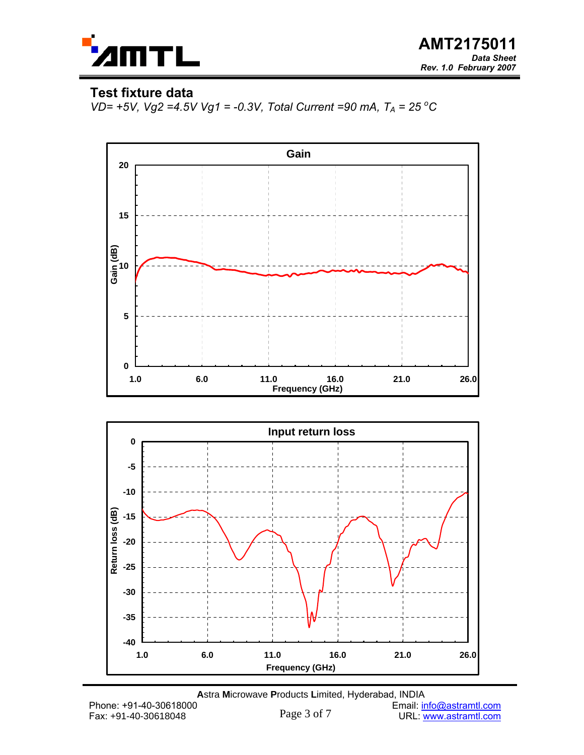## Test fixture data

*VD= +5V, Vg2 =4.5V Vg1 = -0.3V, Total Current =90 mA, $T_A$ = 25 $^oC$*

Gain

20
15
10
5
0

Gain (dB)

1.0
6.0
11.0
16.0
21.0
26.0

Frequency (GHz)

Input return loss

0
-5
-10
-15
-20
-25
-30
-35
-40

Return loss (dB)

1.0
6.0
11.0
16.0
21.0
26.0

Frequency (GHz)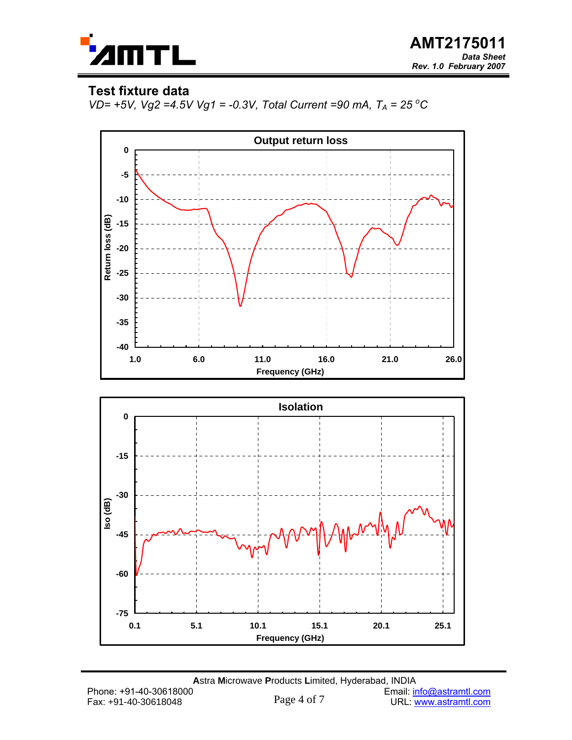## Test fixture data

*VD= +5V, Vg2 =4.5V Vg1 = -0.3V, Total Current =90 mA, $T_A$ = 25 °C*

Output return loss

0
-5
-10
-15
-20
-25
-30
-35
-40

Return loss (dB)

1.0
6.0
11.0
16.0
21.0
26.0

Frequency (GHz)

Isolation

0
-15
-30
-45
-60
-75

Iso (dB)

0.1
5.1
10.1
15.1
20.1
25.1

Frequency (GHz)

**A**stra **M**icrowave **P**roducts **L**imited, Hyderabad, INDIA

Phone: +91-40-30618000
Fax: +91-40-30618048

Email: info@astramtl.com
URL: www.astramtl.com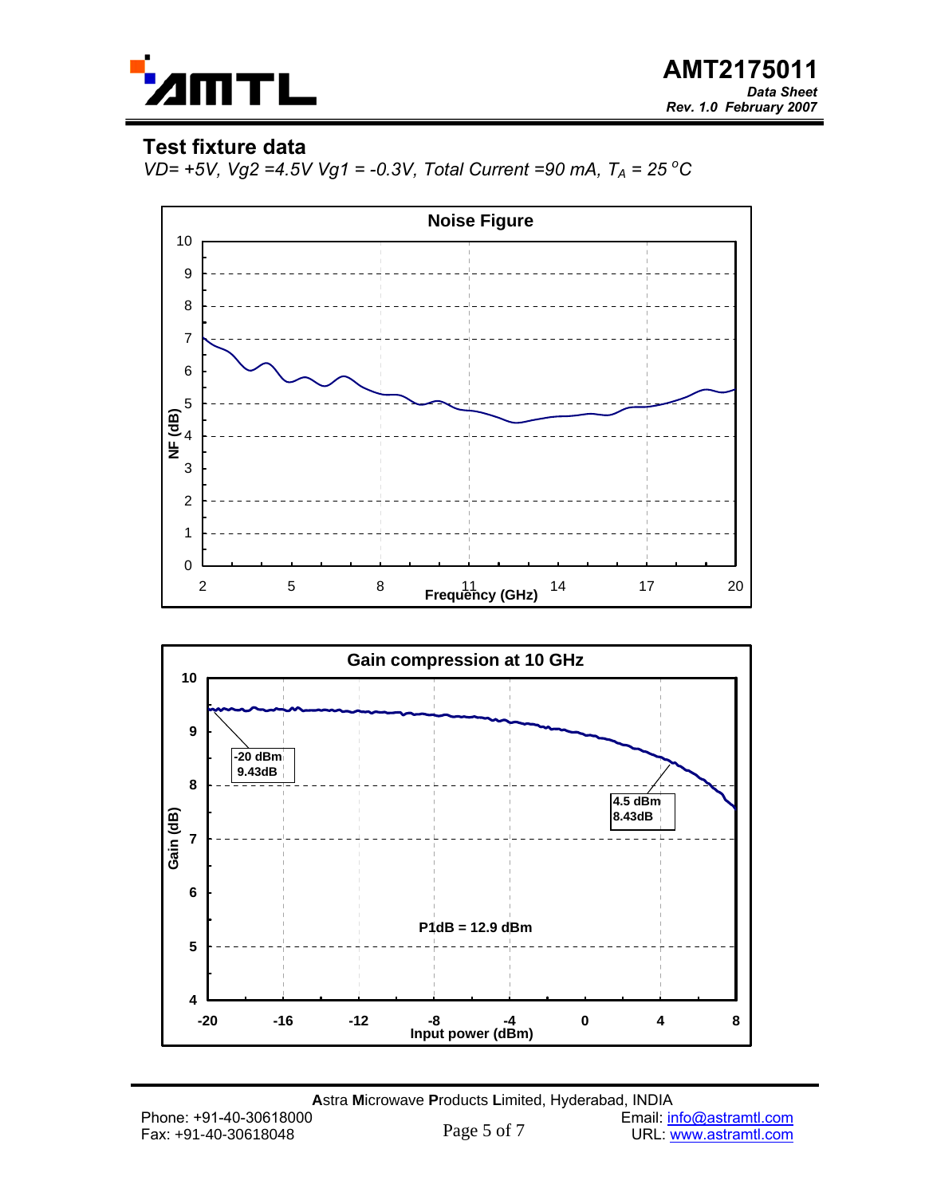## Test fixture data

*VD= +5V, Vg2 =4.5V Vg1 = -0.3V, Total Current =90 mA, $T_A$ = 25 °C*

Noise Figure

NF (dB)

10
9
8
7
6
5
4
3
2
1
0

2 5 8 11 14 17 20

Frequency (GHz)

Gain compression at 10 GHz

Gain (dB)

10
9
8
7
6
5
4

-20 -16 -12 -8 -4 0 4 8

Input power (dBm)

-20 dBm
9.43dB

4.5 dBm
8.43dB

P1dB = 12.9 dBm

**A**stra **M**icrowave **P**roducts **L**imited, Hyderabad, INDIA

Phone: +91-40-30618000
Fax: +91-40-30618048

Email: info@astramtl.com
URL: www.astramtl.com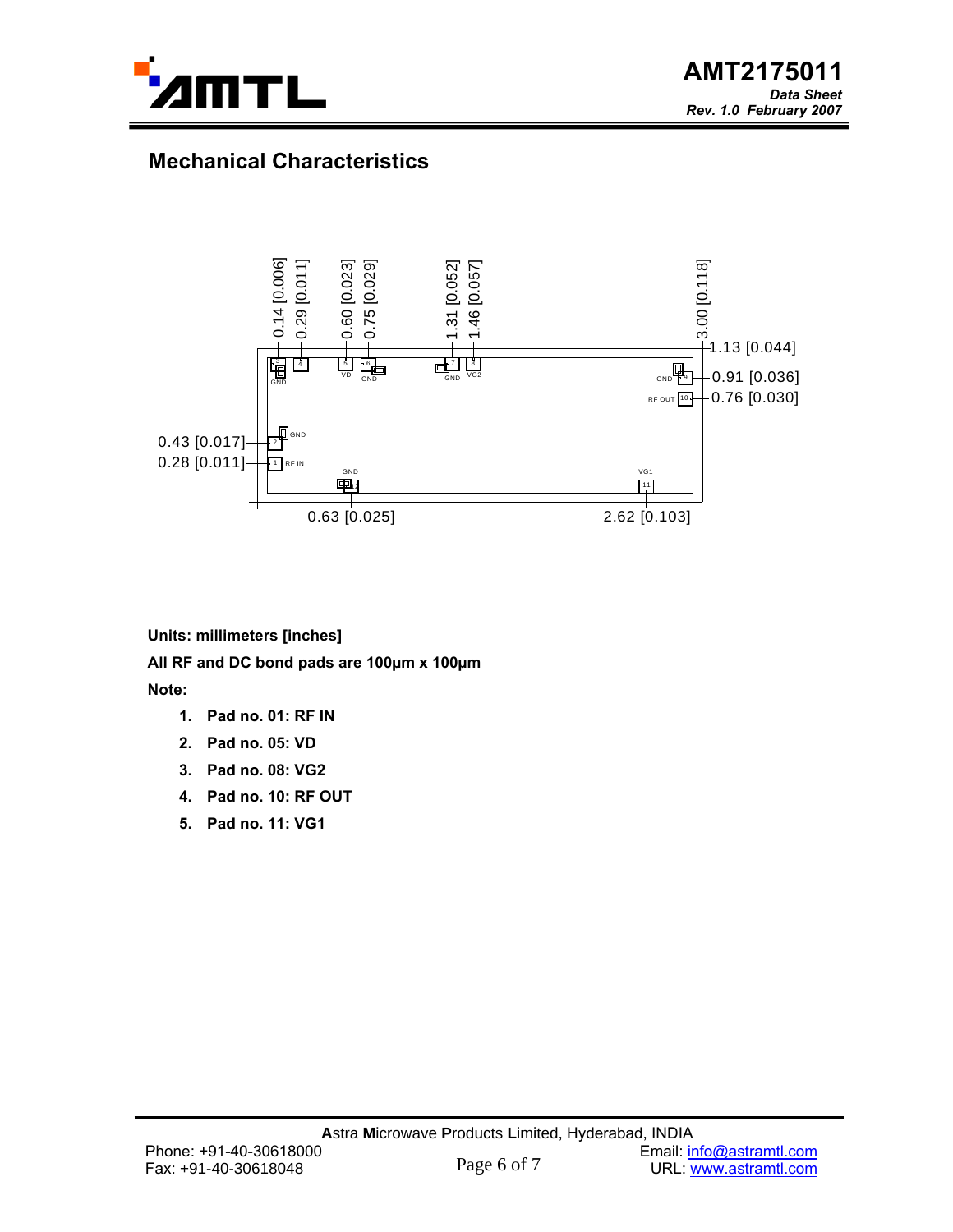## Mechanical Characteristics

0.14 [0.006]
0.29 [0.011]
0.60 [0.023]
0.75 [0.029]
1.31 [0.052]
1.46 [0.057]
3.00 [0.118]
1.13 [0.044]
0.91 [0.036]
0.76 [0.030]
0.43 [0.017]
0.28 [0.011]
0.63 [0.025]
2.62 [0.103]

GND
VD
GND
GND
VG2
GND
RF OUT
GND
RF IN
GND
VG1

**Units: millimeters [inches]**

**All RF and DC bond pads are 100μm x 100μm**

**Note:**

1. **Pad no. 01: RF IN**
2. **Pad no. 05: VD**
3. **Pad no. 08: VG2**
4. **Pad no. 10: RF OUT**
5. **Pad no. 11: VG1**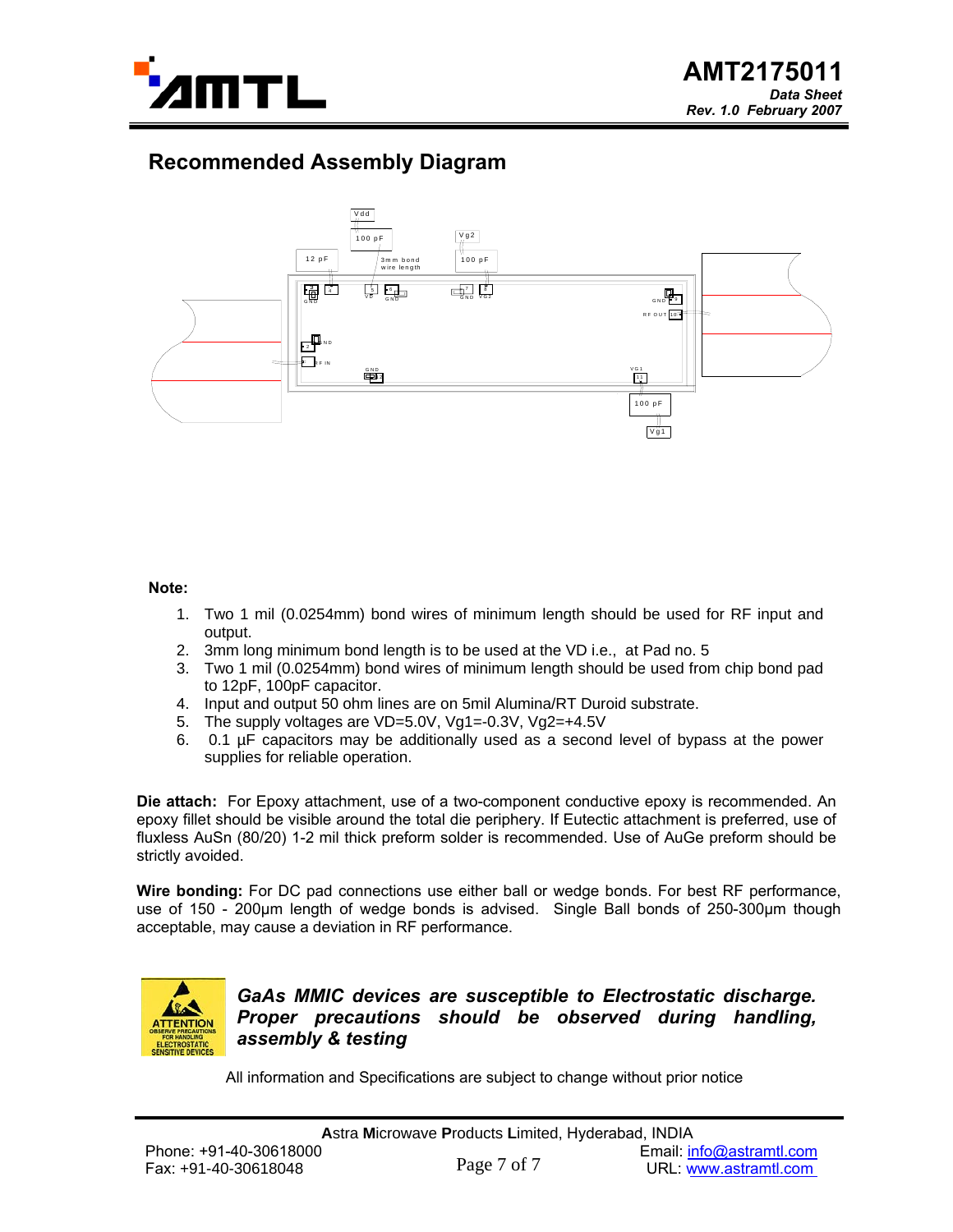## Recommended Assembly Diagram

Vdd
100 pF
Vg2
12 pF
3mm bond wire length
100 pF
GND
VD
GND
GND
VG2
GND
RF OUT
GND
RF IN
GND
VG1
100 pF
Vg1

**Note:**

1. Two 1 mil (0.0254mm) bond wires of minimum length should be used for RF input and output.
2. 3mm long minimum bond length is to be used at the VD i.e., at Pad no. 5
3. Two 1 mil (0.0254mm) bond wires of minimum length should be used from chip bond pad to 12pF, 100pF capacitor.
4. Input and output 50 ohm lines are on 5mil Alumina/RT Duroid substrate.
5. The supply voltages are VD=5.0V, Vg1=-0.3V, Vg2=+4.5V
6. 0.1 µF capacitors may be additionally used as a second level of bypass at the power supplies for reliable operation.

**Die attach:** For Epoxy attachment, use of a two-component conductive epoxy is recommended. An epoxy fillet should be visible around the total die periphery. If Eutectic attachment is preferred, use of fluxless AuSn (80/20) 1-2 mil thick preform solder is recommended. Use of AuGe preform should be strictly avoided.

**Wire bonding:** For DC pad connections use either ball or wedge bonds. For best RF performance, use of 150 - 200µm length of wedge bonds is advised. Single Ball bonds of 250-300µm though acceptable, may cause a deviation in RF performance.

ATTENTION
OBSERVE PRECAUTIONS FOR HANDLING ELECTROSTATIC SENSITIVE DEVICES

***GaAs MMIC devices are susceptible to Electrostatic discharge. Proper precautions should be observed during handling, assembly & testing***

All information and Specifications are subject to change without prior notice

**A**stra **M**icrowave **P**roducts **L**imited, Hyderabad, INDIA
Phone: +91-40-30618000
Fax: +91-40-30618048
Email: info@astramtl.com
URL: www.astramtl.com